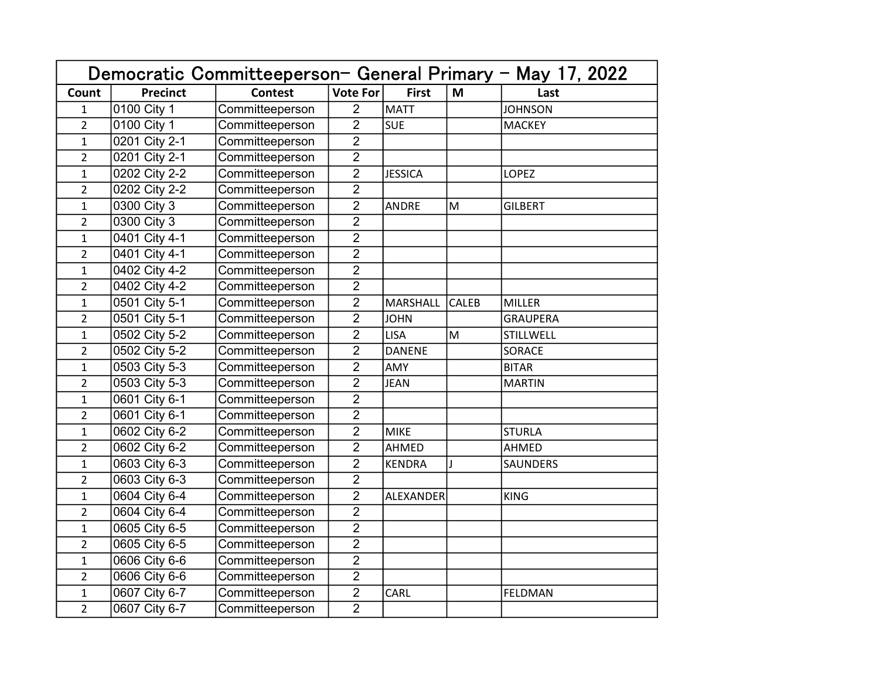| Democratic Committeeperson- General Primary - May 17, 2022 | | | | | | |
|---|---|---|---|---|---|---|
| Count | Precinct | Contest | Vote For | First | M | Last |
| 1 | 0100 City 1 | Committeeperson | 2 | MATT | | JOHNSON |
| 2 | 0100 City 1 | Committeeperson | 2 | SUE | | MACKEY |
| 1 | 0201 City 2-1 | Committeeperson | 2 | | | |
| 2 | 0201 City 2-1 | Committeeperson | 2 | | | |
| 1 | 0202 City 2-2 | Committeeperson | 2 | JESSICA | | LOPEZ |
| 2 | 0202 City 2-2 | Committeeperson | 2 | | | |
| 1 | 0300 City 3 | Committeeperson | 2 | ANDRE | M | GILBERT |
| 2 | 0300 City 3 | Committeeperson | 2 | | | |
| 1 | 0401 City 4-1 | Committeeperson | 2 | | | |
| 2 | 0401 City 4-1 | Committeeperson | 2 | | | |
| 1 | 0402 City 4-2 | Committeeperson | 2 | | | |
| 2 | 0402 City 4-2 | Committeeperson | 2 | | | |
| 1 | 0501 City 5-1 | Committeeperson | 2 | MARSHALL | CALEB | MILLER |
| 2 | 0501 City 5-1 | Committeeperson | 2 | JOHN | | GRAUPERA |
| 1 | 0502 City 5-2 | Committeeperson | 2 | LISA | M | STILLWELL |
| 2 | 0502 City 5-2 | Committeeperson | 2 | DANENE | | SORACE |
| 1 | 0503 City 5-3 | Committeeperson | 2 | AMY | | BITAR |
| 2 | 0503 City 5-3 | Committeeperson | 2 | JEAN | | MARTIN |
| 1 | 0601 City 6-1 | Committeeperson | 2 | | | |
| 2 | 0601 City 6-1 | Committeeperson | 2 | | | |
| 1 | 0602 City 6-2 | Committeeperson | 2 | MIKE | | STURLA |
| 2 | 0602 City 6-2 | Committeeperson | 2 | AHMED | | AHMED |
| 1 | 0603 City 6-3 | Committeeperson | 2 | KENDRA | J | SAUNDERS |
| 2 | 0603 City 6-3 | Committeeperson | 2 | | | |
| 1 | 0604 City 6-4 | Committeeperson | 2 | ALEXANDER | | KING |
| 2 | 0604 City 6-4 | Committeeperson | 2 | | | |
| 1 | 0605 City 6-5 | Committeeperson | 2 | | | |
| 2 | 0605 City 6-5 | Committeeperson | 2 | | | |
| 1 | 0606 City 6-6 | Committeeperson | 2 | | | |
| 2 | 0606 City 6-6 | Committeeperson | 2 | | | |
| 1 | 0607 City 6-7 | Committeeperson | 2 | CARL | | FELDMAN |
| 2 | 0607 City 6-7 | Committeeperson | 2 | | | |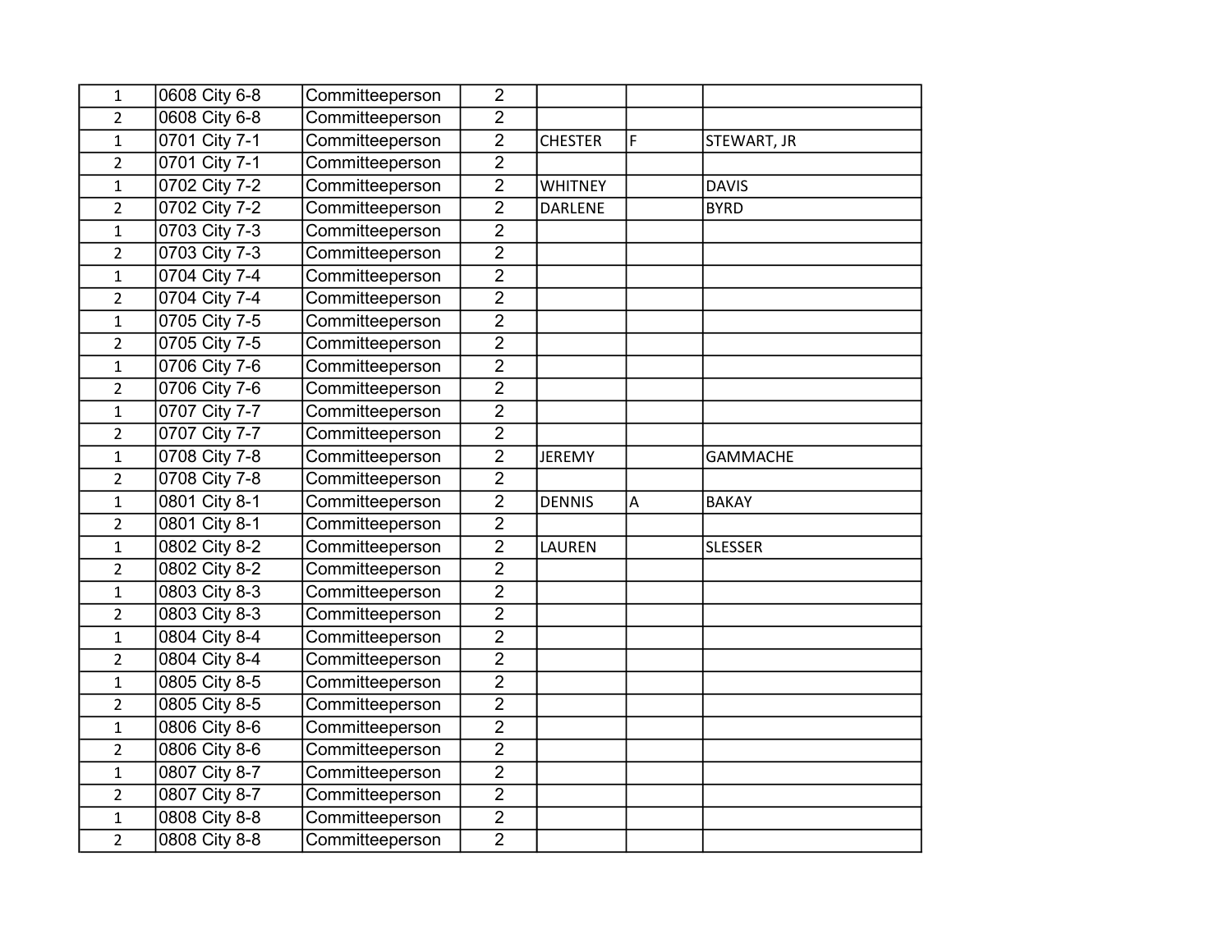| | | | | | | |
|---|---|---|---|---|---|---|
| 1 | 0608 City 6-8 | Committeeperson | 2 | | | |
| 2 | 0608 City 6-8 | Committeeperson | 2 | | | |
| 1 | 0701 City 7-1 | Committeeperson | 2 | CHESTER | F | STEWART, JR |
| 2 | 0701 City 7-1 | Committeeperson | 2 | | | |
| 1 | 0702 City 7-2 | Committeeperson | 2 | WHITNEY | | DAVIS |
| 2 | 0702 City 7-2 | Committeeperson | 2 | DARLENE | | BYRD |
| 1 | 0703 City 7-3 | Committeeperson | 2 | | | |
| 2 | 0703 City 7-3 | Committeeperson | 2 | | | |
| 1 | 0704 City 7-4 | Committeeperson | 2 | | | |
| 2 | 0704 City 7-4 | Committeeperson | 2 | | | |
| 1 | 0705 City 7-5 | Committeeperson | 2 | | | |
| 2 | 0705 City 7-5 | Committeeperson | 2 | | | |
| 1 | 0706 City 7-6 | Committeeperson | 2 | | | |
| 2 | 0706 City 7-6 | Committeeperson | 2 | | | |
| 1 | 0707 City 7-7 | Committeeperson | 2 | | | |
| 2 | 0707 City 7-7 | Committeeperson | 2 | | | |
| 1 | 0708 City 7-8 | Committeeperson | 2 | JEREMY | | GAMMACHE |
| 2 | 0708 City 7-8 | Committeeperson | 2 | | | |
| 1 | 0801 City 8-1 | Committeeperson | 2 | DENNIS | A | BAKAY |
| 2 | 0801 City 8-1 | Committeeperson | 2 | | | |
| 1 | 0802 City 8-2 | Committeeperson | 2 | LAUREN | | SLESSER |
| 2 | 0802 City 8-2 | Committeeperson | 2 | | | |
| 1 | 0803 City 8-3 | Committeeperson | 2 | | | |
| 2 | 0803 City 8-3 | Committeeperson | 2 | | | |
| 1 | 0804 City 8-4 | Committeeperson | 2 | | | |
| 2 | 0804 City 8-4 | Committeeperson | 2 | | | |
| 1 | 0805 City 8-5 | Committeeperson | 2 | | | |
| 2 | 0805 City 8-5 | Committeeperson | 2 | | | |
| 1 | 0806 City 8-6 | Committeeperson | 2 | | | |
| 2 | 0806 City 8-6 | Committeeperson | 2 | | | |
| 1 | 0807 City 8-7 | Committeeperson | 2 | | | |
| 2 | 0807 City 8-7 | Committeeperson | 2 | | | |
| 1 | 0808 City 8-8 | Committeeperson | 2 | | | |
| 2 | 0808 City 8-8 | Committeeperson | 2 | | | |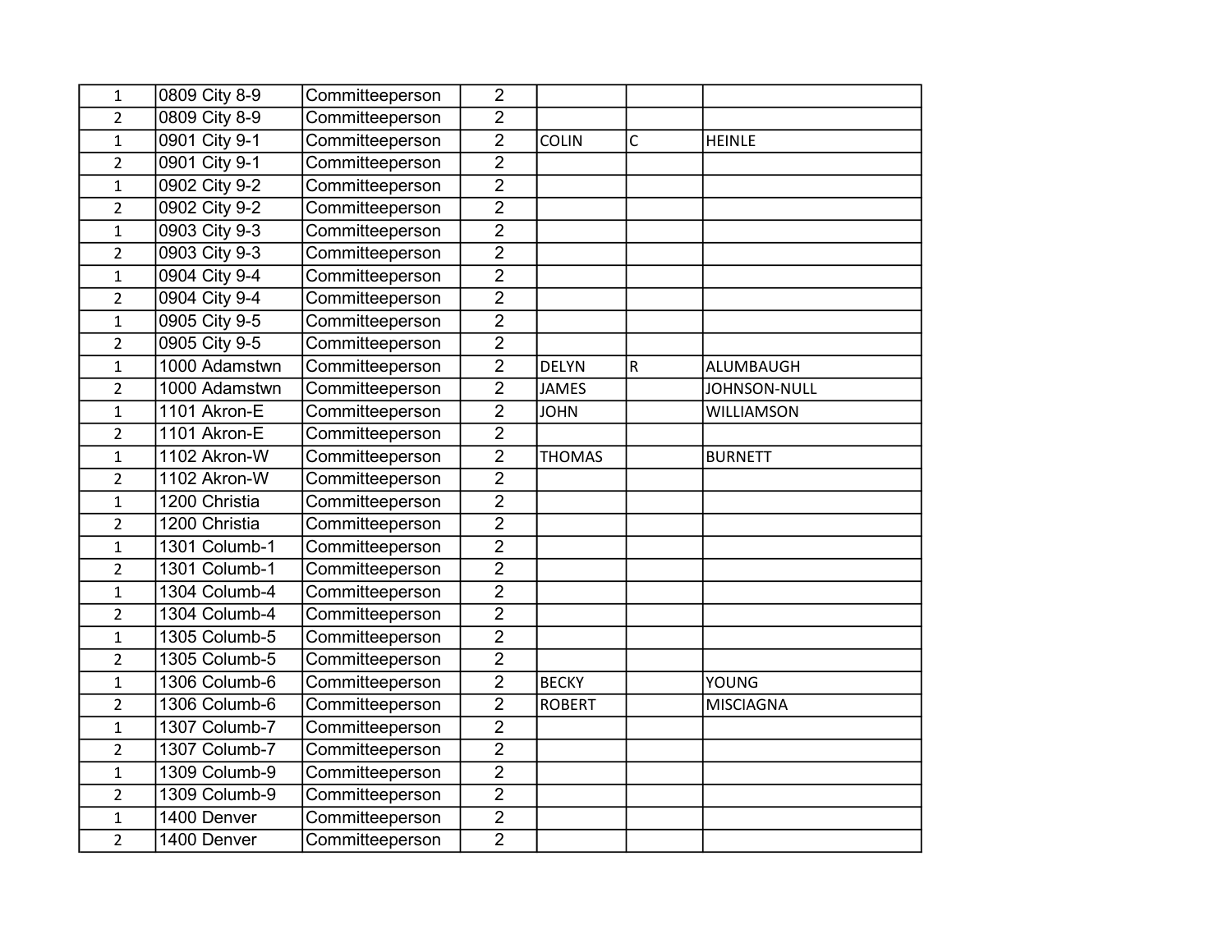| | | | | | | |
|---|---|---|---|---|---|---|
| 1 | 0809 City 8-9 | Committeeperson | 2 | | | |
| 2 | 0809 City 8-9 | Committeeperson | 2 | | | |
| 1 | 0901 City 9-1 | Committeeperson | 2 | COLIN | C | HEINLE |
| 2 | 0901 City 9-1 | Committeeperson | 2 | | | |
| 1 | 0902 City 9-2 | Committeeperson | 2 | | | |
| 2 | 0902 City 9-2 | Committeeperson | 2 | | | |
| 1 | 0903 City 9-3 | Committeeperson | 2 | | | |
| 2 | 0903 City 9-3 | Committeeperson | 2 | | | |
| 1 | 0904 City 9-4 | Committeeperson | 2 | | | |
| 2 | 0904 City 9-4 | Committeeperson | 2 | | | |
| 1 | 0905 City 9-5 | Committeeperson | 2 | | | |
| 2 | 0905 City 9-5 | Committeeperson | 2 | | | |
| 1 | 1000 Adamstwn | Committeeperson | 2 | DELYN | R | ALUMBAUGH |
| 2 | 1000 Adamstwn | Committeeperson | 2 | JAMES | | JOHNSON-NULL |
| 1 | 1101 Akron-E | Committeeperson | 2 | JOHN | | WILLIAMSON |
| 2 | 1101 Akron-E | Committeeperson | 2 | | | |
| 1 | 1102 Akron-W | Committeeperson | 2 | THOMAS | | BURNETT |
| 2 | 1102 Akron-W | Committeeperson | 2 | | | |
| 1 | 1200 Christia | Committeeperson | 2 | | | |
| 2 | 1200 Christia | Committeeperson | 2 | | | |
| 1 | 1301 Columb-1 | Committeeperson | 2 | | | |
| 2 | 1301 Columb-1 | Committeeperson | 2 | | | |
| 1 | 1304 Columb-4 | Committeeperson | 2 | | | |
| 2 | 1304 Columb-4 | Committeeperson | 2 | | | |
| 1 | 1305 Columb-5 | Committeeperson | 2 | | | |
| 2 | 1305 Columb-5 | Committeeperson | 2 | | | |
| 1 | 1306 Columb-6 | Committeeperson | 2 | BECKY | | YOUNG |
| 2 | 1306 Columb-6 | Committeeperson | 2 | ROBERT | | MISCIAGNA |
| 1 | 1307 Columb-7 | Committeeperson | 2 | | | |
| 2 | 1307 Columb-7 | Committeeperson | 2 | | | |
| 1 | 1309 Columb-9 | Committeeperson | 2 | | | |
| 2 | 1309 Columb-9 | Committeeperson | 2 | | | |
| 1 | 1400 Denver | Committeeperson | 2 | | | |
| 2 | 1400 Denver | Committeeperson | 2 | | | |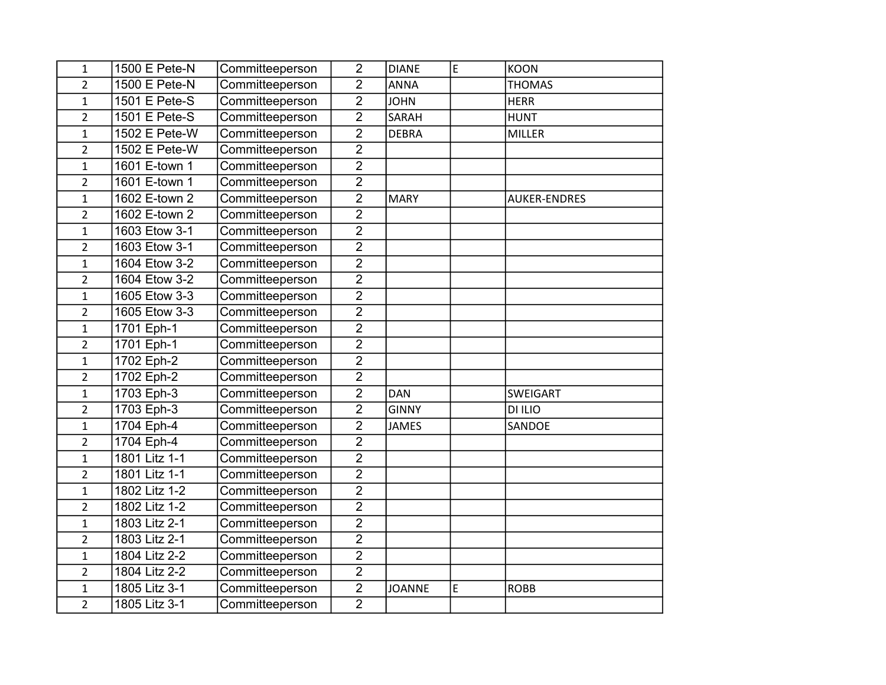| | | | | | | |
|---|---|---|---|---|---|---|
| 1 | 1500 E Pete-N | Committeeperson | 2 | DIANE | E | KOON |
| 2 | 1500 E Pete-N | Committeeperson | 2 | ANNA | | THOMAS |
| 1 | 1501 E Pete-S | Committeeperson | 2 | JOHN | | HERR |
| 2 | 1501 E Pete-S | Committeeperson | 2 | SARAH | | HUNT |
| 1 | 1502 E Pete-W | Committeeperson | 2 | DEBRA | | MILLER |
| 2 | 1502 E Pete-W | Committeeperson | 2 | | | |
| 1 | 1601 E-town 1 | Committeeperson | 2 | | | |
| 2 | 1601 E-town 1 | Committeeperson | 2 | | | |
| 1 | 1602 E-town 2 | Committeeperson | 2 | MARY | | AUKER-ENDRES |
| 2 | 1602 E-town 2 | Committeeperson | 2 | | | |
| 1 | 1603 Etow 3-1 | Committeeperson | 2 | | | |
| 2 | 1603 Etow 3-1 | Committeeperson | 2 | | | |
| 1 | 1604 Etow 3-2 | Committeeperson | 2 | | | |
| 2 | 1604 Etow 3-2 | Committeeperson | 2 | | | |
| 1 | 1605 Etow 3-3 | Committeeperson | 2 | | | |
| 2 | 1605 Etow 3-3 | Committeeperson | 2 | | | |
| 1 | 1701 Eph-1 | Committeeperson | 2 | | | |
| 2 | 1701 Eph-1 | Committeeperson | 2 | | | |
| 1 | 1702 Eph-2 | Committeeperson | 2 | | | |
| 2 | 1702 Eph-2 | Committeeperson | 2 | | | |
| 1 | 1703 Eph-3 | Committeeperson | 2 | DAN | | SWEIGART |
| 2 | 1703 Eph-3 | Committeeperson | 2 | GINNY | | DI ILIO |
| 1 | 1704 Eph-4 | Committeeperson | 2 | JAMES | | SANDOE |
| 2 | 1704 Eph-4 | Committeeperson | 2 | | | |
| 1 | 1801 Litz 1-1 | Committeeperson | 2 | | | |
| 2 | 1801 Litz 1-1 | Committeeperson | 2 | | | |
| 1 | 1802 Litz 1-2 | Committeeperson | 2 | | | |
| 2 | 1802 Litz 1-2 | Committeeperson | 2 | | | |
| 1 | 1803 Litz 2-1 | Committeeperson | 2 | | | |
| 2 | 1803 Litz 2-1 | Committeeperson | 2 | | | |
| 1 | 1804 Litz 2-2 | Committeeperson | 2 | | | |
| 2 | 1804 Litz 2-2 | Committeeperson | 2 | | | |
| 1 | 1805 Litz 3-1 | Committeeperson | 2 | JOANNE | E | ROBB |
| 2 | 1805 Litz 3-1 | Committeeperson | 2 | | | |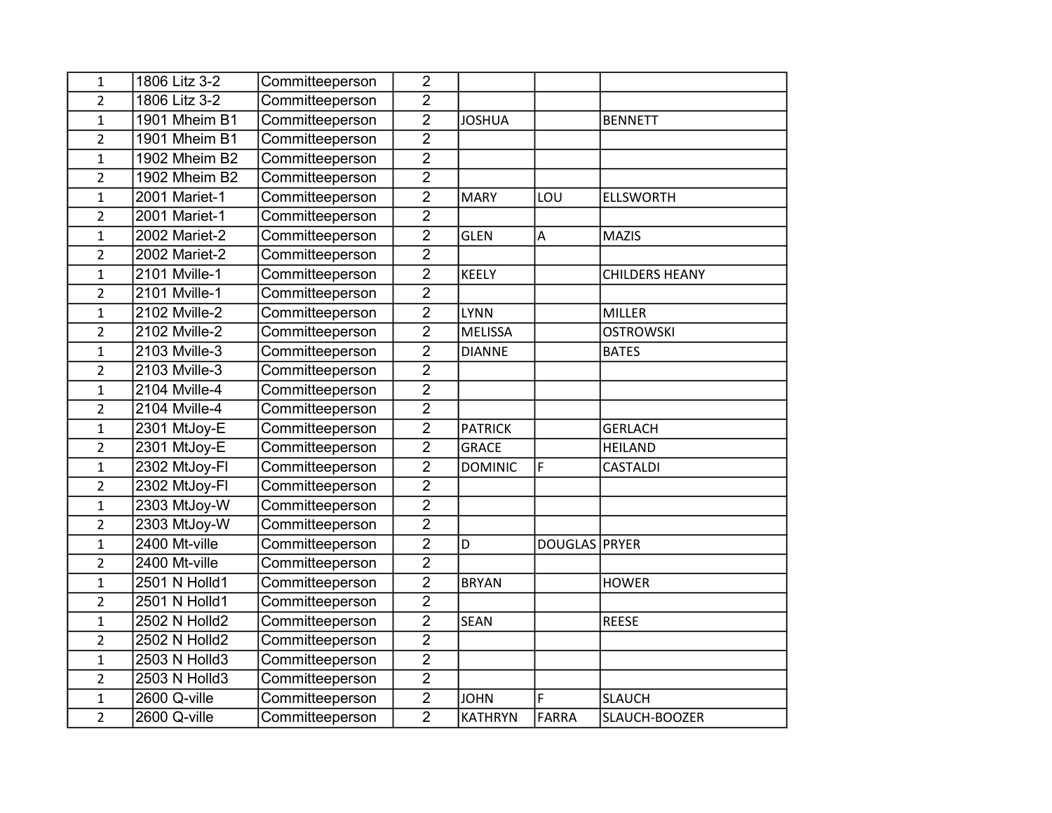| | | | | | | |
|---|---|---|---|---|---|---|
| 1 | 1806 Litz 3-2 | Committeeperson | 2 | | | |
| 2 | 1806 Litz 3-2 | Committeeperson | 2 | | | |
| 1 | 1901 Mheim B1 | Committeeperson | 2 | JOSHUA | | BENNETT |
| 2 | 1901 Mheim B1 | Committeeperson | 2 | | | |
| 1 | 1902 Mheim B2 | Committeeperson | 2 | | | |
| 2 | 1902 Mheim B2 | Committeeperson | 2 | | | |
| 1 | 2001 Mariet-1 | Committeeperson | 2 | MARY | LOU | ELLSWORTH |
| 2 | 2001 Mariet-1 | Committeeperson | 2 | | | |
| 1 | 2002 Mariet-2 | Committeeperson | 2 | GLEN | A | MAZIS |
| 2 | 2002 Mariet-2 | Committeeperson | 2 | | | |
| 1 | 2101 Mville-1 | Committeeperson | 2 | KEELY | | CHILDERS HEANY |
| 2 | 2101 Mville-1 | Committeeperson | 2 | | | |
| 1 | 2102 Mville-2 | Committeeperson | 2 | LYNN | | MILLER |
| 2 | 2102 Mville-2 | Committeeperson | 2 | MELISSA | | OSTROWSKI |
| 1 | 2103 Mville-3 | Committeeperson | 2 | DIANNE | | BATES |
| 2 | 2103 Mville-3 | Committeeperson | 2 | | | |
| 1 | 2104 Mville-4 | Committeeperson | 2 | | | |
| 2 | 2104 Mville-4 | Committeeperson | 2 | | | |
| 1 | 2301 MtJoy-E | Committeeperson | 2 | PATRICK | | GERLACH |
| 2 | 2301 MtJoy-E | Committeeperson | 2 | GRACE | | HEILAND |
| 1 | 2302 MtJoy-Fl | Committeeperson | 2 | DOMINIC | F | CASTALDI |
| 2 | 2302 MtJoy-Fl | Committeeperson | 2 | | | |
| 1 | 2303 MtJoy-W | Committeeperson | 2 | | | |
| 2 | 2303 MtJoy-W | Committeeperson | 2 | | | |
| 1 | 2400 Mt-ville | Committeeperson | 2 | D | DOUGLAS | PRYER |
| 2 | 2400 Mt-ville | Committeeperson | 2 | | | |
| 1 | 2501 N Holld1 | Committeeperson | 2 | BRYAN | | HOWER |
| 2 | 2501 N Holld1 | Committeeperson | 2 | | | |
| 1 | 2502 N Holld2 | Committeeperson | 2 | SEAN | | REESE |
| 2 | 2502 N Holld2 | Committeeperson | 2 | | | |
| 1 | 2503 N Holld3 | Committeeperson | 2 | | | |
| 2 | 2503 N Holld3 | Committeeperson | 2 | | | |
| 1 | 2600 Q-ville | Committeeperson | 2 | JOHN | F | SLAUCH |
| 2 | 2600 Q-ville | Committeeperson | 2 | KATHRYN | FARRA | SLAUCH-BOOZER |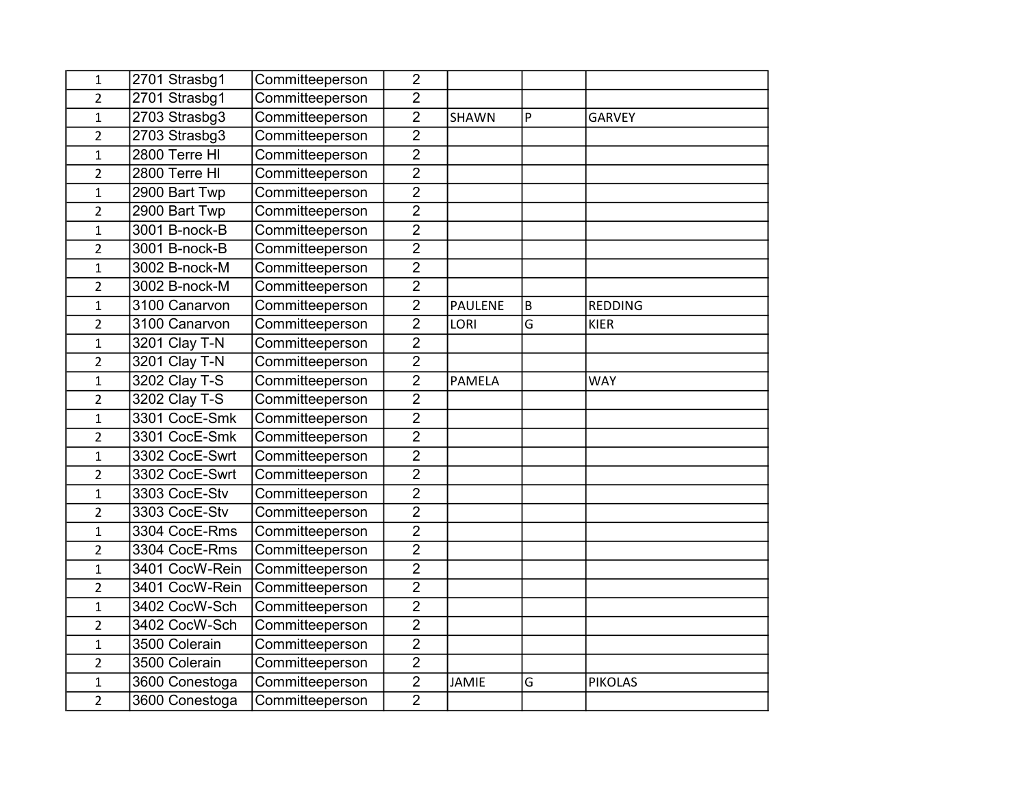| | | | | | | |
|---|---|---|---|---|---|---|
| 1 | 2701 Strasbg1 | Committeeperson | 2 | | | |
| 2 | 2701 Strasbg1 | Committeeperson | 2 | | | |
| 1 | 2703 Strasbg3 | Committeeperson | 2 | SHAWN | P | GARVEY |
| 2 | 2703 Strasbg3 | Committeeperson | 2 | | | |
| 1 | 2800 Terre Hl | Committeeperson | 2 | | | |
| 2 | 2800 Terre Hl | Committeeperson | 2 | | | |
| 1 | 2900 Bart Twp | Committeeperson | 2 | | | |
| 2 | 2900 Bart Twp | Committeeperson | 2 | | | |
| 1 | 3001 B-nock-B | Committeeperson | 2 | | | |
| 2 | 3001 B-nock-B | Committeeperson | 2 | | | |
| 1 | 3002 B-nock-M | Committeeperson | 2 | | | |
| 2 | 3002 B-nock-M | Committeeperson | 2 | | | |
| 1 | 3100 Canarvon | Committeeperson | 2 | PAULENE | B | REDDING |
| 2 | 3100 Canarvon | Committeeperson | 2 | LORI | G | KIER |
| 1 | 3201 Clay T-N | Committeeperson | 2 | | | |
| 2 | 3201 Clay T-N | Committeeperson | 2 | | | |
| 1 | 3202 Clay T-S | Committeeperson | 2 | PAMELA | | WAY |
| 2 | 3202 Clay T-S | Committeeperson | 2 | | | |
| 1 | 3301 CocE-Smk | Committeeperson | 2 | | | |
| 2 | 3301 CocE-Smk | Committeeperson | 2 | | | |
| 1 | 3302 CocE-Swrt | Committeeperson | 2 | | | |
| 2 | 3302 CocE-Swrt | Committeeperson | 2 | | | |
| 1 | 3303 CocE-Stv | Committeeperson | 2 | | | |
| 2 | 3303 CocE-Stv | Committeeperson | 2 | | | |
| 1 | 3304 CocE-Rms | Committeeperson | 2 | | | |
| 2 | 3304 CocE-Rms | Committeeperson | 2 | | | |
| 1 | 3401 CocW-Rein | Committeeperson | 2 | | | |
| 2 | 3401 CocW-Rein | Committeeperson | 2 | | | |
| 1 | 3402 CocW-Sch | Committeeperson | 2 | | | |
| 2 | 3402 CocW-Sch | Committeeperson | 2 | | | |
| 1 | 3500 Colerain | Committeeperson | 2 | | | |
| 2 | 3500 Colerain | Committeeperson | 2 | | | |
| 1 | 3600 Conestoga | Committeeperson | 2 | JAMIE | G | PIKOLAS |
| 2 | 3600 Conestoga | Committeeperson | 2 | | | |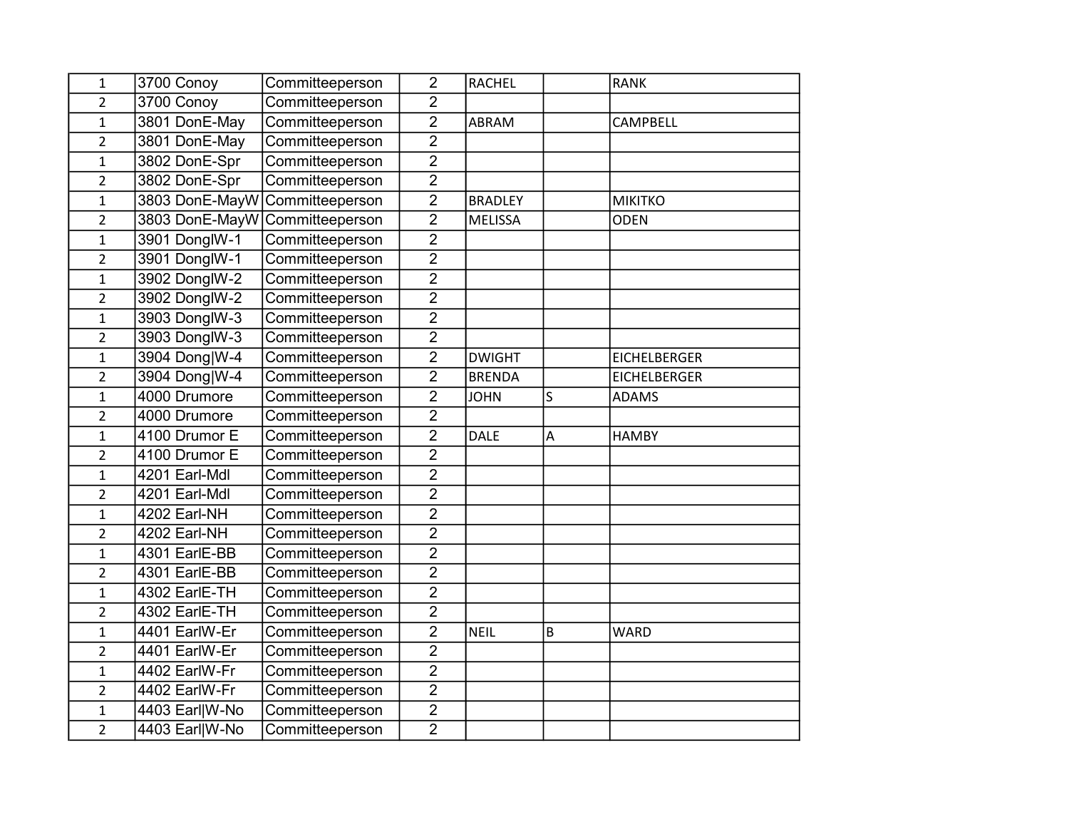| | | | | | | |
|---|---|---|---|---|---|---|
| 1 | 3700 Conoy | Committeeperson | 2 | RACHEL | | RANK |
| 2 | 3700 Conoy | Committeeperson | 2 | | | |
| 1 | 3801 DonE-May | Committeeperson | 2 | ABRAM | | CAMPBELL |
| 2 | 3801 DonE-May | Committeeperson | 2 | | | |
| 1 | 3802 DonE-Spr | Committeeperson | 2 | | | |
| 2 | 3802 DonE-Spr | Committeeperson | 2 | | | |
| 1 | 3803 DonE-MayW | Committeeperson | 2 | BRADLEY | | MIKITKO |
| 2 | 3803 DonE-MayW | Committeeperson | 2 | MELISSA | | ODEN |
| 1 | 3901 DonglW-1 | Committeeperson | 2 | | | |
| 2 | 3901 DonglW-1 | Committeeperson | 2 | | | |
| 1 | 3902 DonglW-2 | Committeeperson | 2 | | | |
| 2 | 3902 DonglW-2 | Committeeperson | 2 | | | |
| 1 | 3903 DonglW-3 | Committeeperson | 2 | | | |
| 2 | 3903 DonglW-3 | Committeeperson | 2 | | | |
| 1 | 3904 Dong\|W-4 | Committeeperson | 2 | DWIGHT | | EICHELBERGER |
| 2 | 3904 Dong\|W-4 | Committeeperson | 2 | BRENDA | | EICHELBERGER |
| 1 | 4000 Drumore | Committeeperson | 2 | JOHN | S | ADAMS |
| 2 | 4000 Drumore | Committeeperson | 2 | | | |
| 1 | 4100 Drumor E | Committeeperson | 2 | DALE | A | HAMBY |
| 2 | 4100 Drumor E | Committeeperson | 2 | | | |
| 1 | 4201 Earl-Mdl | Committeeperson | 2 | | | |
| 2 | 4201 Earl-Mdl | Committeeperson | 2 | | | |
| 1 | 4202 Earl-NH | Committeeperson | 2 | | | |
| 2 | 4202 Earl-NH | Committeeperson | 2 | | | |
| 1 | 4301 EarlE-BB | Committeeperson | 2 | | | |
| 2 | 4301 EarlE-BB | Committeeperson | 2 | | | |
| 1 | 4302 EarlE-TH | Committeeperson | 2 | | | |
| 2 | 4302 EarlE-TH | Committeeperson | 2 | | | |
| 1 | 4401 EarlW-Er | Committeeperson | 2 | NEIL | B | WARD |
| 2 | 4401 EarlW-Er | Committeeperson | 2 | | | |
| 1 | 4402 EarlW-Fr | Committeeperson | 2 | | | |
| 2 | 4402 EarlW-Fr | Committeeperson | 2 | | | |
| 1 | 4403 Earl\|W-No | Committeeperson | 2 | | | |
| 2 | 4403 Earl\|W-No | Committeeperson | 2 | | | |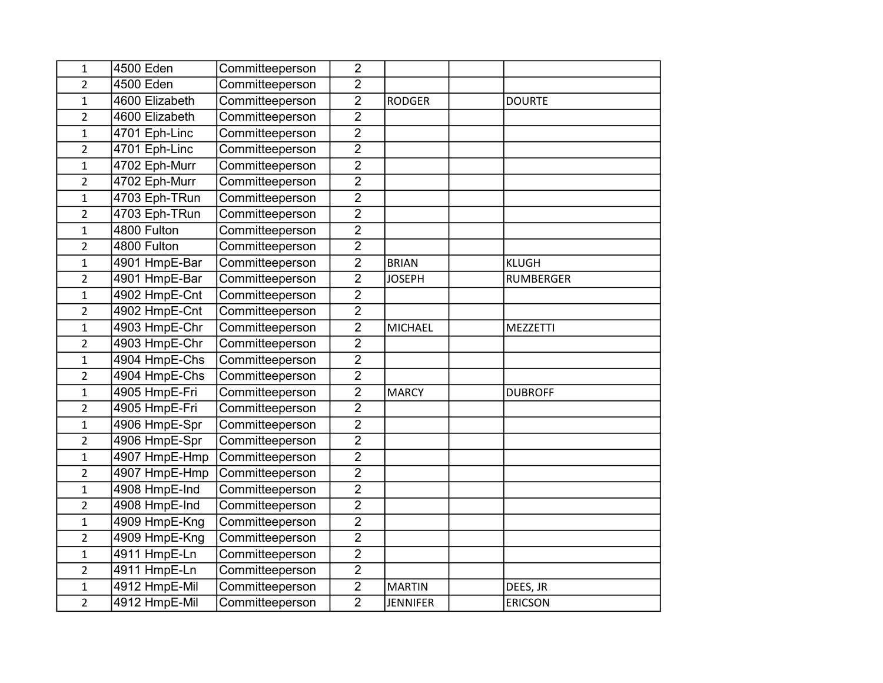| | | | | | | |
|---|---|---|---|---|---|---|
| 1 | 4500 Eden | Committeeperson | 2 | | | |
| 2 | 4500 Eden | Committeeperson | 2 | | | |
| 1 | 4600 Elizabeth | Committeeperson | 2 | RODGER | | DOURTE |
| 2 | 4600 Elizabeth | Committeeperson | 2 | | | |
| 1 | 4701 Eph-Linc | Committeeperson | 2 | | | |
| 2 | 4701 Eph-Linc | Committeeperson | 2 | | | |
| 1 | 4702 Eph-Murr | Committeeperson | 2 | | | |
| 2 | 4702 Eph-Murr | Committeeperson | 2 | | | |
| 1 | 4703 Eph-TRun | Committeeperson | 2 | | | |
| 2 | 4703 Eph-TRun | Committeeperson | 2 | | | |
| 1 | 4800 Fulton | Committeeperson | 2 | | | |
| 2 | 4800 Fulton | Committeeperson | 2 | | | |
| 1 | 4901 HmpE-Bar | Committeeperson | 2 | BRIAN | | KLUGH |
| 2 | 4901 HmpE-Bar | Committeeperson | 2 | JOSEPH | | RUMBERGER |
| 1 | 4902 HmpE-Cnt | Committeeperson | 2 | | | |
| 2 | 4902 HmpE-Cnt | Committeeperson | 2 | | | |
| 1 | 4903 HmpE-Chr | Committeeperson | 2 | MICHAEL | | MEZZETTI |
| 2 | 4903 HmpE-Chr | Committeeperson | 2 | | | |
| 1 | 4904 HmpE-Chs | Committeeperson | 2 | | | |
| 2 | 4904 HmpE-Chs | Committeeperson | 2 | | | |
| 1 | 4905 HmpE-Fri | Committeeperson | 2 | MARCY | | DUBROFF |
| 2 | 4905 HmpE-Fri | Committeeperson | 2 | | | |
| 1 | 4906 HmpE-Spr | Committeeperson | 2 | | | |
| 2 | 4906 HmpE-Spr | Committeeperson | 2 | | | |
| 1 | 4907 HmpE-Hmp | Committeeperson | 2 | | | |
| 2 | 4907 HmpE-Hmp | Committeeperson | 2 | | | |
| 1 | 4908 HmpE-Ind | Committeeperson | 2 | | | |
| 2 | 4908 HmpE-Ind | Committeeperson | 2 | | | |
| 1 | 4909 HmpE-Kng | Committeeperson | 2 | | | |
| 2 | 4909 HmpE-Kng | Committeeperson | 2 | | | |
| 1 | 4911 HmpE-Ln | Committeeperson | 2 | | | |
| 2 | 4911 HmpE-Ln | Committeeperson | 2 | | | |
| 1 | 4912 HmpE-Mil | Committeeperson | 2 | MARTIN | | DEES, JR |
| 2 | 4912 HmpE-Mil | Committeeperson | 2 | JENNIFER | | ERICSON |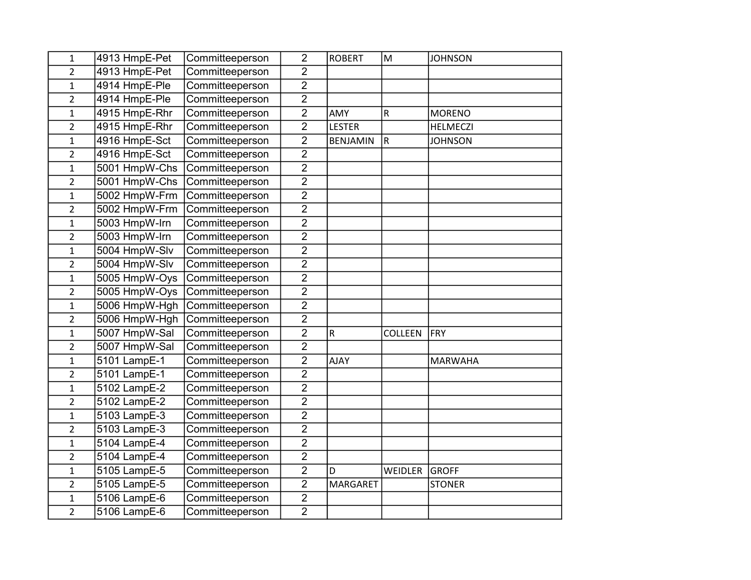| | | | | | | |
|---|---|---|---|---|---|---|
| 1 | 4913 HmpE-Pet | Committeeperson | 2 | ROBERT | M | JOHNSON |
| 2 | 4913 HmpE-Pet | Committeeperson | 2 | | | |
| 1 | 4914 HmpE-Ple | Committeeperson | 2 | | | |
| 2 | 4914 HmpE-Ple | Committeeperson | 2 | | | |
| 1 | 4915 HmpE-Rhr | Committeeperson | 2 | AMY | R | MORENO |
| 2 | 4915 HmpE-Rhr | Committeeperson | 2 | LESTER | | HELMECZI |
| 1 | 4916 HmpE-Sct | Committeeperson | 2 | BENJAMIN | R | JOHNSON |
| 2 | 4916 HmpE-Sct | Committeeperson | 2 | | | |
| 1 | 5001 HmpW-Chs | Committeeperson | 2 | | | |
| 2 | 5001 HmpW-Chs | Committeeperson | 2 | | | |
| 1 | 5002 HmpW-Frm | Committeeperson | 2 | | | |
| 2 | 5002 HmpW-Frm | Committeeperson | 2 | | | |
| 1 | 5003 HmpW-Irn | Committeeperson | 2 | | | |
| 2 | 5003 HmpW-Irn | Committeeperson | 2 | | | |
| 1 | 5004 HmpW-Slv | Committeeperson | 2 | | | |
| 2 | 5004 HmpW-Slv | Committeeperson | 2 | | | |
| 1 | 5005 HmpW-Oys | Committeeperson | 2 | | | |
| 2 | 5005 HmpW-Oys | Committeeperson | 2 | | | |
| 1 | 5006 HmpW-Hgh | Committeeperson | 2 | | | |
| 2 | 5006 HmpW-Hgh | Committeeperson | 2 | | | |
| 1 | 5007 HmpW-Sal | Committeeperson | 2 | R | COLLEEN | FRY |
| 2 | 5007 HmpW-Sal | Committeeperson | 2 | | | |
| 1 | 5101 LampE-1 | Committeeperson | 2 | AJAY | | MARWAHA |
| 2 | 5101 LampE-1 | Committeeperson | 2 | | | |
| 1 | 5102 LampE-2 | Committeeperson | 2 | | | |
| 2 | 5102 LampE-2 | Committeeperson | 2 | | | |
| 1 | 5103 LampE-3 | Committeeperson | 2 | | | |
| 2 | 5103 LampE-3 | Committeeperson | 2 | | | |
| 1 | 5104 LampE-4 | Committeeperson | 2 | | | |
| 2 | 5104 LampE-4 | Committeeperson | 2 | | | |
| 1 | 5105 LampE-5 | Committeeperson | 2 | D | WEIDLER | GROFF |
| 2 | 5105 LampE-5 | Committeeperson | 2 | MARGARET | | STONER |
| 1 | 5106 LampE-6 | Committeeperson | 2 | | | |
| 2 | 5106 LampE-6 | Committeeperson | 2 | | | |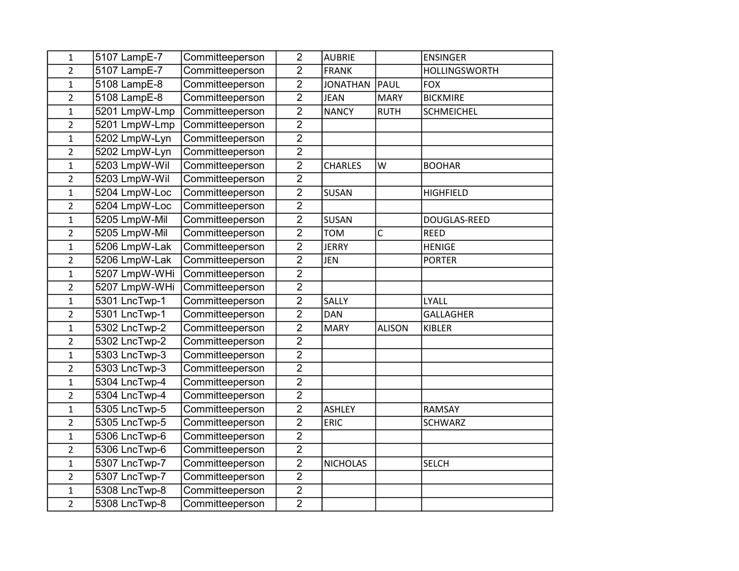| | | | | | | |
|---|---|---|---|---|---|---|
| 1 | 5107 LampE-7 | Committeeperson | 2 | AUBRIE | | ENSINGER |
| 2 | 5107 LampE-7 | Committeeperson | 2 | FRANK | | HOLLINGSWORTH |
| 1 | 5108 LampE-8 | Committeeperson | 2 | JONATHAN | PAUL | FOX |
| 2 | 5108 LampE-8 | Committeeperson | 2 | JEAN | MARY | BICKMIRE |
| 1 | 5201 LmpW-Lmp | Committeeperson | 2 | NANCY | RUTH | SCHMEICHEL |
| 2 | 5201 LmpW-Lmp | Committeeperson | 2 | | | |
| 1 | 5202 LmpW-Lyn | Committeeperson | 2 | | | |
| 2 | 5202 LmpW-Lyn | Committeeperson | 2 | | | |
| 1 | 5203 LmpW-Wil | Committeeperson | 2 | CHARLES | W | BOOHAR |
| 2 | 5203 LmpW-Wil | Committeeperson | 2 | | | |
| 1 | 5204 LmpW-Loc | Committeeperson | 2 | SUSAN | | HIGHFIELD |
| 2 | 5204 LmpW-Loc | Committeeperson | 2 | | | |
| 1 | 5205 LmpW-Mil | Committeeperson | 2 | SUSAN | | DOUGLAS-REED |
| 2 | 5205 LmpW-Mil | Committeeperson | 2 | TOM | C | REED |
| 1 | 5206 LmpW-Lak | Committeeperson | 2 | JERRY | | HENIGE |
| 2 | 5206 LmpW-Lak | Committeeperson | 2 | JEN | | PORTER |
| 1 | 5207 LmpW-WHi | Committeeperson | 2 | | | |
| 2 | 5207 LmpW-WHi | Committeeperson | 2 | | | |
| 1 | 5301 LncTwp-1 | Committeeperson | 2 | SALLY | | LYALL |
| 2 | 5301 LncTwp-1 | Committeeperson | 2 | DAN | | GALLAGHER |
| 1 | 5302 LncTwp-2 | Committeeperson | 2 | MARY | ALISON | KIBLER |
| 2 | 5302 LncTwp-2 | Committeeperson | 2 | | | |
| 1 | 5303 LncTwp-3 | Committeeperson | 2 | | | |
| 2 | 5303 LncTwp-3 | Committeeperson | 2 | | | |
| 1 | 5304 LncTwp-4 | Committeeperson | 2 | | | |
| 2 | 5304 LncTwp-4 | Committeeperson | 2 | | | |
| 1 | 5305 LncTwp-5 | Committeeperson | 2 | ASHLEY | | RAMSAY |
| 2 | 5305 LncTwp-5 | Committeeperson | 2 | ERIC | | SCHWARZ |
| 1 | 5306 LncTwp-6 | Committeeperson | 2 | | | |
| 2 | 5306 LncTwp-6 | Committeeperson | 2 | | | |
| 1 | 5307 LncTwp-7 | Committeeperson | 2 | NICHOLAS | | SELCH |
| 2 | 5307 LncTwp-7 | Committeeperson | 2 | | | |
| 1 | 5308 LncTwp-8 | Committeeperson | 2 | | | |
| 2 | 5308 LncTwp-8 | Committeeperson | 2 | | | |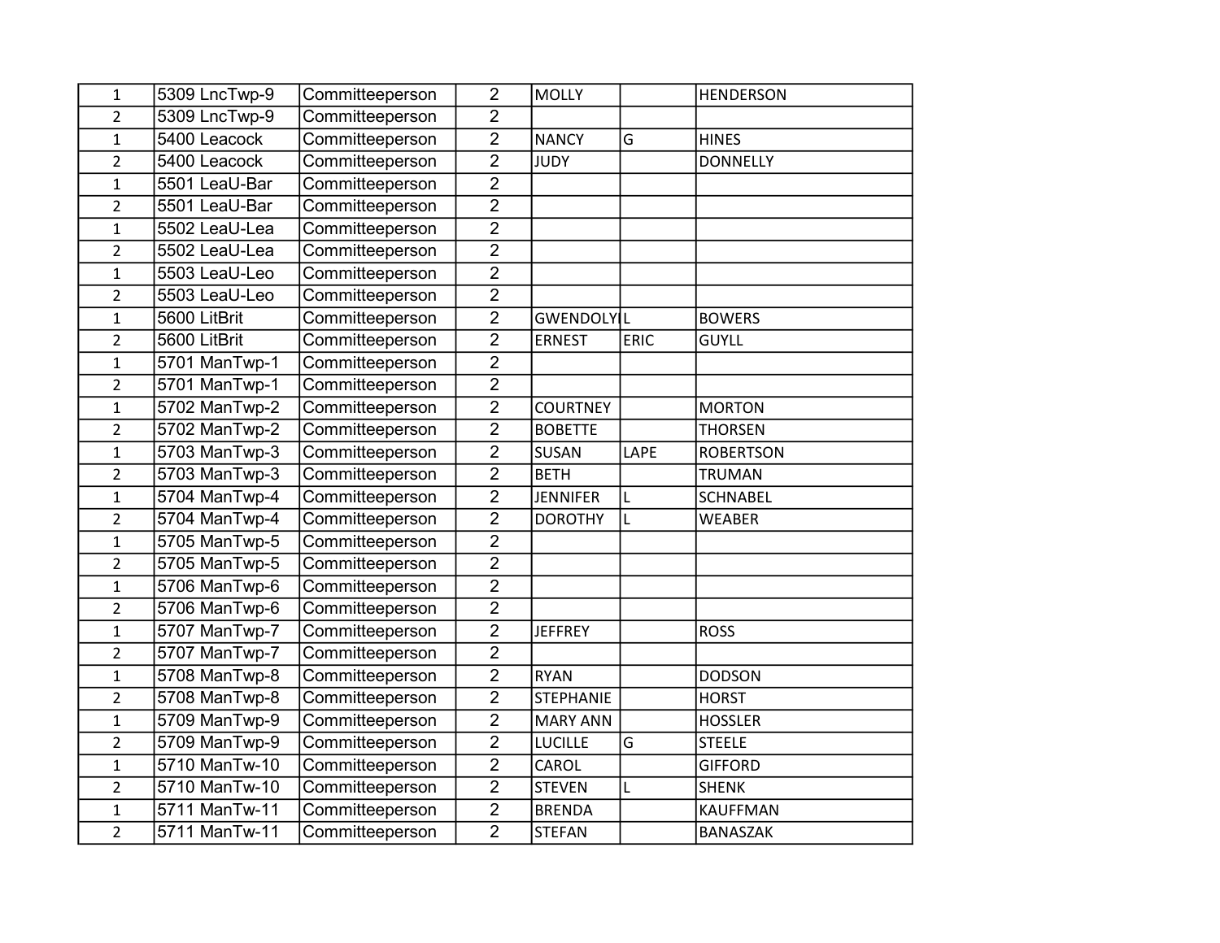| | | | | | | |
|---|---|---|---|---|---|---|
| 1 | 5309 LncTwp-9 | Committeeperson | 2 | MOLLY | | HENDERSON |
| 2 | 5309 LncTwp-9 | Committeeperson | 2 | | | |
| 1 | 5400 Leacock | Committeeperson | 2 | NANCY | G | HINES |
| 2 | 5400 Leacock | Committeeperson | 2 | JUDY | | DONNELLY |
| 1 | 5501 LeaU-Bar | Committeeperson | 2 | | | |
| 2 | 5501 LeaU-Bar | Committeeperson | 2 | | | |
| 1 | 5502 LeaU-Lea | Committeeperson | 2 | | | |
| 2 | 5502 LeaU-Lea | Committeeperson | 2 | | | |
| 1 | 5503 LeaU-Leo | Committeeperson | 2 | | | |
| 2 | 5503 LeaU-Leo | Committeeperson | 2 | | | |
| 1 | 5600 LitBrit | Committeeperson | 2 | GWENDOLYI | L | BOWERS |
| 2 | 5600 LitBrit | Committeeperson | 2 | ERNEST | ERIC | GUYLL |
| 1 | 5701 ManTwp-1 | Committeeperson | 2 | | | |
| 2 | 5701 ManTwp-1 | Committeeperson | 2 | | | |
| 1 | 5702 ManTwp-2 | Committeeperson | 2 | COURTNEY | | MORTON |
| 2 | 5702 ManTwp-2 | Committeeperson | 2 | BOBETTE | | THORSEN |
| 1 | 5703 ManTwp-3 | Committeeperson | 2 | SUSAN | LAPE | ROBERTSON |
| 2 | 5703 ManTwp-3 | Committeeperson | 2 | BETH | | TRUMAN |
| 1 | 5704 ManTwp-4 | Committeeperson | 2 | JENNIFER | L | SCHNABEL |
| 2 | 5704 ManTwp-4 | Committeeperson | 2 | DOROTHY | L | WEABER |
| 1 | 5705 ManTwp-5 | Committeeperson | 2 | | | |
| 2 | 5705 ManTwp-5 | Committeeperson | 2 | | | |
| 1 | 5706 ManTwp-6 | Committeeperson | 2 | | | |
| 2 | 5706 ManTwp-6 | Committeeperson | 2 | | | |
| 1 | 5707 ManTwp-7 | Committeeperson | 2 | JEFFREY | | ROSS |
| 2 | 5707 ManTwp-7 | Committeeperson | 2 | | | |
| 1 | 5708 ManTwp-8 | Committeeperson | 2 | RYAN | | DODSON |
| 2 | 5708 ManTwp-8 | Committeeperson | 2 | STEPHANIE | | HORST |
| 1 | 5709 ManTwp-9 | Committeeperson | 2 | MARY ANN | | HOSSLER |
| 2 | 5709 ManTwp-9 | Committeeperson | 2 | LUCILLE | G | STEELE |
| 1 | 5710 ManTw-10 | Committeeperson | 2 | CAROL | | GIFFORD |
| 2 | 5710 ManTw-10 | Committeeperson | 2 | STEVEN | L | SHENK |
| 1 | 5711 ManTw-11 | Committeeperson | 2 | BRENDA | | KAUFFMAN |
| 2 | 5711 ManTw-11 | Committeeperson | 2 | STEFAN | | BANASZAK |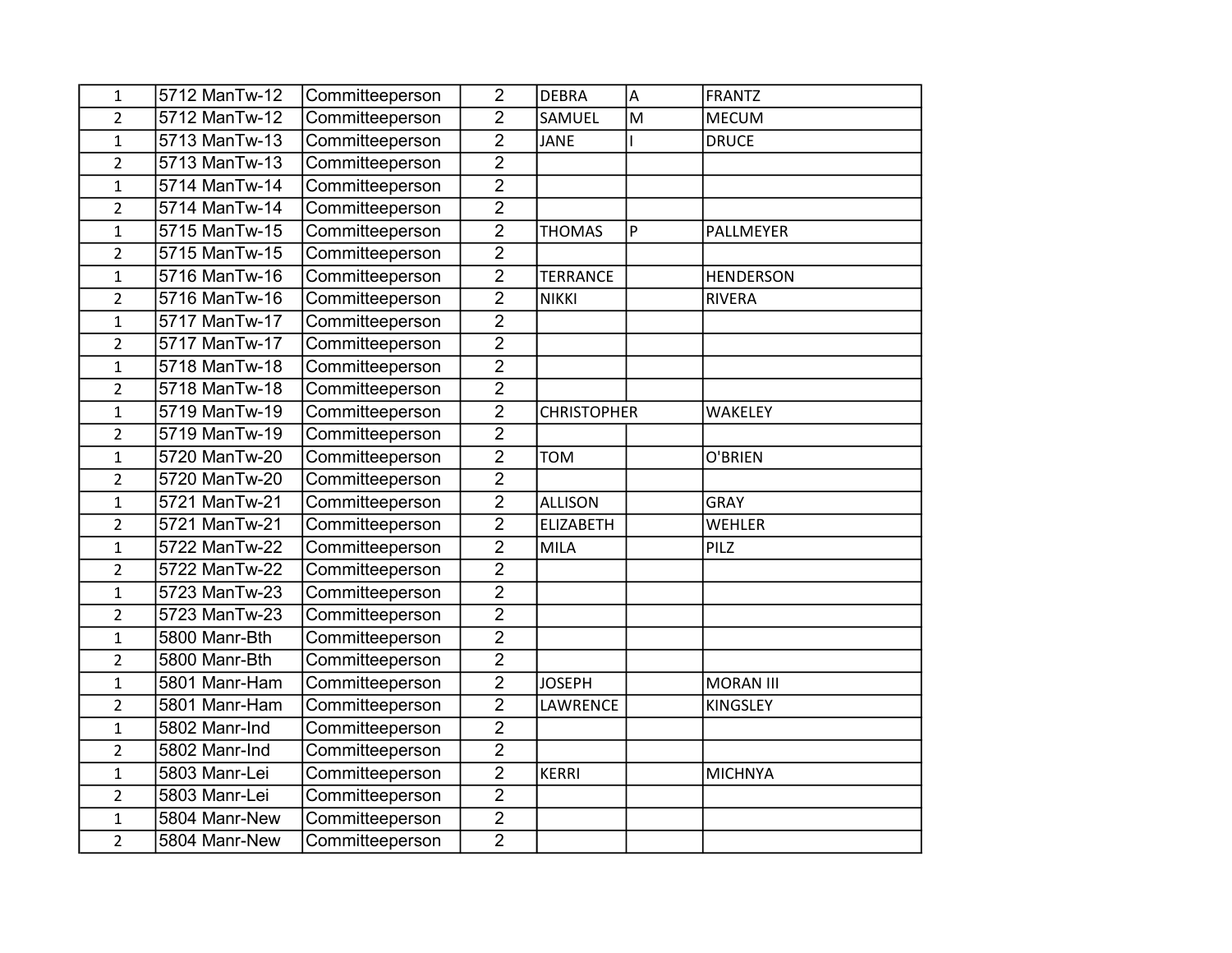| | | | | | | |
|---|---|---|---|---|---|---|
| 1 | 5712 ManTw-12 | Committeeperson | 2 | DEBRA | A | FRANTZ |
| 2 | 5712 ManTw-12 | Committeeperson | 2 | SAMUEL | M | MECUM |
| 1 | 5713 ManTw-13 | Committeeperson | 2 | JANE | I | DRUCE |
| 2 | 5713 ManTw-13 | Committeeperson | 2 | | | |
| 1 | 5714 ManTw-14 | Committeeperson | 2 | | | |
| 2 | 5714 ManTw-14 | Committeeperson | 2 | | | |
| 1 | 5715 ManTw-15 | Committeeperson | 2 | THOMAS | P | PALLMEYER |
| 2 | 5715 ManTw-15 | Committeeperson | 2 | | | |
| 1 | 5716 ManTw-16 | Committeeperson | 2 | TERRANCE | | HENDERSON |
| 2 | 5716 ManTw-16 | Committeeperson | 2 | NIKKI | | RIVERA |
| 1 | 5717 ManTw-17 | Committeeperson | 2 | | | |
| 2 | 5717 ManTw-17 | Committeeperson | 2 | | | |
| 1 | 5718 ManTw-18 | Committeeperson | 2 | | | |
| 2 | 5718 ManTw-18 | Committeeperson | 2 | | | |
| 1 | 5719 ManTw-19 | Committeeperson | 2 | CHRISTOPHER | | WAKELEY |
| 2 | 5719 ManTw-19 | Committeeperson | 2 | | | |
| 1 | 5720 ManTw-20 | Committeeperson | 2 | TOM | | O'BRIEN |
| 2 | 5720 ManTw-20 | Committeeperson | 2 | | | |
| 1 | 5721 ManTw-21 | Committeeperson | 2 | ALLISON | | GRAY |
| 2 | 5721 ManTw-21 | Committeeperson | 2 | ELIZABETH | | WEHLER |
| 1 | 5722 ManTw-22 | Committeeperson | 2 | MILA | | PILZ |
| 2 | 5722 ManTw-22 | Committeeperson | 2 | | | |
| 1 | 5723 ManTw-23 | Committeeperson | 2 | | | |
| 2 | 5723 ManTw-23 | Committeeperson | 2 | | | |
| 1 | 5800 Manr-Bth | Committeeperson | 2 | | | |
| 2 | 5800 Manr-Bth | Committeeperson | 2 | | | |
| 1 | 5801 Manr-Ham | Committeeperson | 2 | JOSEPH | | MORAN III |
| 2 | 5801 Manr-Ham | Committeeperson | 2 | LAWRENCE | | KINGSLEY |
| 1 | 5802 Manr-Ind | Committeeperson | 2 | | | |
| 2 | 5802 Manr-Ind | Committeeperson | 2 | | | |
| 1 | 5803 Manr-Lei | Committeeperson | 2 | KERRI | | MICHNYA |
| 2 | 5803 Manr-Lei | Committeeperson | 2 | | | |
| 1 | 5804 Manr-New | Committeeperson | 2 | | | |
| 2 | 5804 Manr-New | Committeeperson | 2 | | | |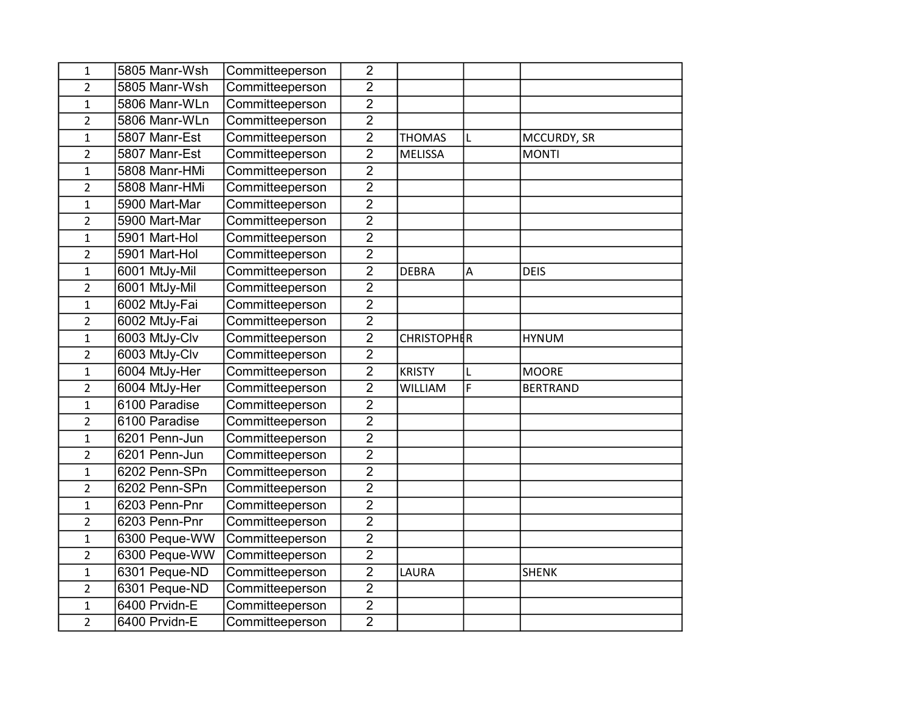| | | | | | | |
|---|---|---|---|---|---|---|
| 1 | 5805 Manr-Wsh | Committeeperson | 2 | | | |
| 2 | 5805 Manr-Wsh | Committeeperson | 2 | | | |
| 1 | 5806 Manr-WLn | Committeeperson | 2 | | | |
| 2 | 5806 Manr-WLn | Committeeperson | 2 | | | |
| 1 | 5807 Manr-Est | Committeeperson | 2 | THOMAS | L | MCCURDY, SR |
| 2 | 5807 Manr-Est | Committeeperson | 2 | MELISSA | | MONTI |
| 1 | 5808 Manr-HMi | Committeeperson | 2 | | | |
| 2 | 5808 Manr-HMi | Committeeperson | 2 | | | |
| 1 | 5900 Mart-Mar | Committeeperson | 2 | | | |
| 2 | 5900 Mart-Mar | Committeeperson | 2 | | | |
| 1 | 5901 Mart-Hol | Committeeperson | 2 | | | |
| 2 | 5901 Mart-Hol | Committeeperson | 2 | | | |
| 1 | 6001 MtJy-Mil | Committeeperson | 2 | DEBRA | A | DEIS |
| 2 | 6001 MtJy-Mil | Committeeperson | 2 | | | |
| 1 | 6002 MtJy-Fai | Committeeperson | 2 | | | |
| 2 | 6002 MtJy-Fai | Committeeperson | 2 | | | |
| 1 | 6003 MtJy-Clv | Committeeperson | 2 | CHRISTOPHER | R | HYNUM |
| 2 | 6003 MtJy-Clv | Committeeperson | 2 | | | |
| 1 | 6004 MtJy-Her | Committeeperson | 2 | KRISTY | L | MOORE |
| 2 | 6004 MtJy-Her | Committeeperson | 2 | WILLIAM | F | BERTRAND |
| 1 | 6100 Paradise | Committeeperson | 2 | | | |
| 2 | 6100 Paradise | Committeeperson | 2 | | | |
| 1 | 6201 Penn-Jun | Committeeperson | 2 | | | |
| 2 | 6201 Penn-Jun | Committeeperson | 2 | | | |
| 1 | 6202 Penn-SPn | Committeeperson | 2 | | | |
| 2 | 6202 Penn-SPn | Committeeperson | 2 | | | |
| 1 | 6203 Penn-Pnr | Committeeperson | 2 | | | |
| 2 | 6203 Penn-Pnr | Committeeperson | 2 | | | |
| 1 | 6300 Peque-WW | Committeeperson | 2 | | | |
| 2 | 6300 Peque-WW | Committeeperson | 2 | | | |
| 1 | 6301 Peque-ND | Committeeperson | 2 | LAURA | | SHENK |
| 2 | 6301 Peque-ND | Committeeperson | 2 | | | |
| 1 | 6400 Prvidn-E | Committeeperson | 2 | | | |
| 2 | 6400 Prvidn-E | Committeeperson | 2 | | | |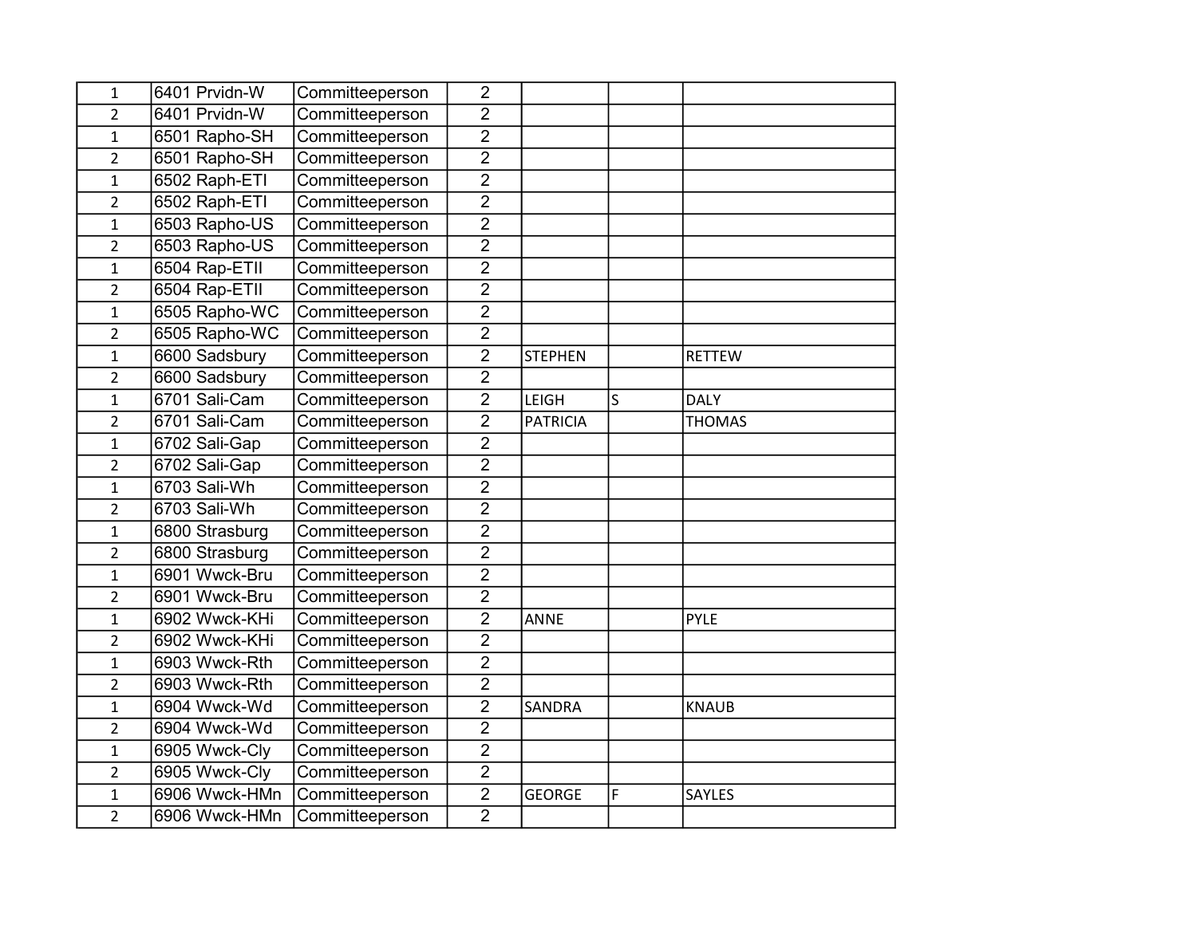| | | | | | | |
|---|---|---|---|---|---|---|
| 1 | 6401 Prvidn-W | Committeeperson | 2 | | | |
| 2 | 6401 Prvidn-W | Committeeperson | 2 | | | |
| 1 | 6501 Rapho-SH | Committeeperson | 2 | | | |
| 2 | 6501 Rapho-SH | Committeeperson | 2 | | | |
| 1 | 6502 Raph-ETI | Committeeperson | 2 | | | |
| 2 | 6502 Raph-ETI | Committeeperson | 2 | | | |
| 1 | 6503 Rapho-US | Committeeperson | 2 | | | |
| 2 | 6503 Rapho-US | Committeeperson | 2 | | | |
| 1 | 6504 Rap-ETII | Committeeperson | 2 | | | |
| 2 | 6504 Rap-ETII | Committeeperson | 2 | | | |
| 1 | 6505 Rapho-WC | Committeeperson | 2 | | | |
| 2 | 6505 Rapho-WC | Committeeperson | 2 | | | |
| 1 | 6600 Sadsbury | Committeeperson | 2 | STEPHEN | | RETTEW |
| 2 | 6600 Sadsbury | Committeeperson | 2 | | | |
| 1 | 6701 Sali-Cam | Committeeperson | 2 | LEIGH | S | DALY |
| 2 | 6701 Sali-Cam | Committeeperson | 2 | PATRICIA | | THOMAS |
| 1 | 6702 Sali-Gap | Committeeperson | 2 | | | |
| 2 | 6702 Sali-Gap | Committeeperson | 2 | | | |
| 1 | 6703 Sali-Wh | Committeeperson | 2 | | | |
| 2 | 6703 Sali-Wh | Committeeperson | 2 | | | |
| 1 | 6800 Strasburg | Committeeperson | 2 | | | |
| 2 | 6800 Strasburg | Committeeperson | 2 | | | |
| 1 | 6901 Wwck-Bru | Committeeperson | 2 | | | |
| 2 | 6901 Wwck-Bru | Committeeperson | 2 | | | |
| 1 | 6902 Wwck-KHi | Committeeperson | 2 | ANNE | | PYLE |
| 2 | 6902 Wwck-KHi | Committeeperson | 2 | | | |
| 1 | 6903 Wwck-Rth | Committeeperson | 2 | | | |
| 2 | 6903 Wwck-Rth | Committeeperson | 2 | | | |
| 1 | 6904 Wwck-Wd | Committeeperson | 2 | SANDRA | | KNAUB |
| 2 | 6904 Wwck-Wd | Committeeperson | 2 | | | |
| 1 | 6905 Wwck-Cly | Committeeperson | 2 | | | |
| 2 | 6905 Wwck-Cly | Committeeperson | 2 | | | |
| 1 | 6906 Wwck-HMn | Committeeperson | 2 | GEORGE | F | SAYLES |
| 2 | 6906 Wwck-HMn | Committeeperson | 2 | | | |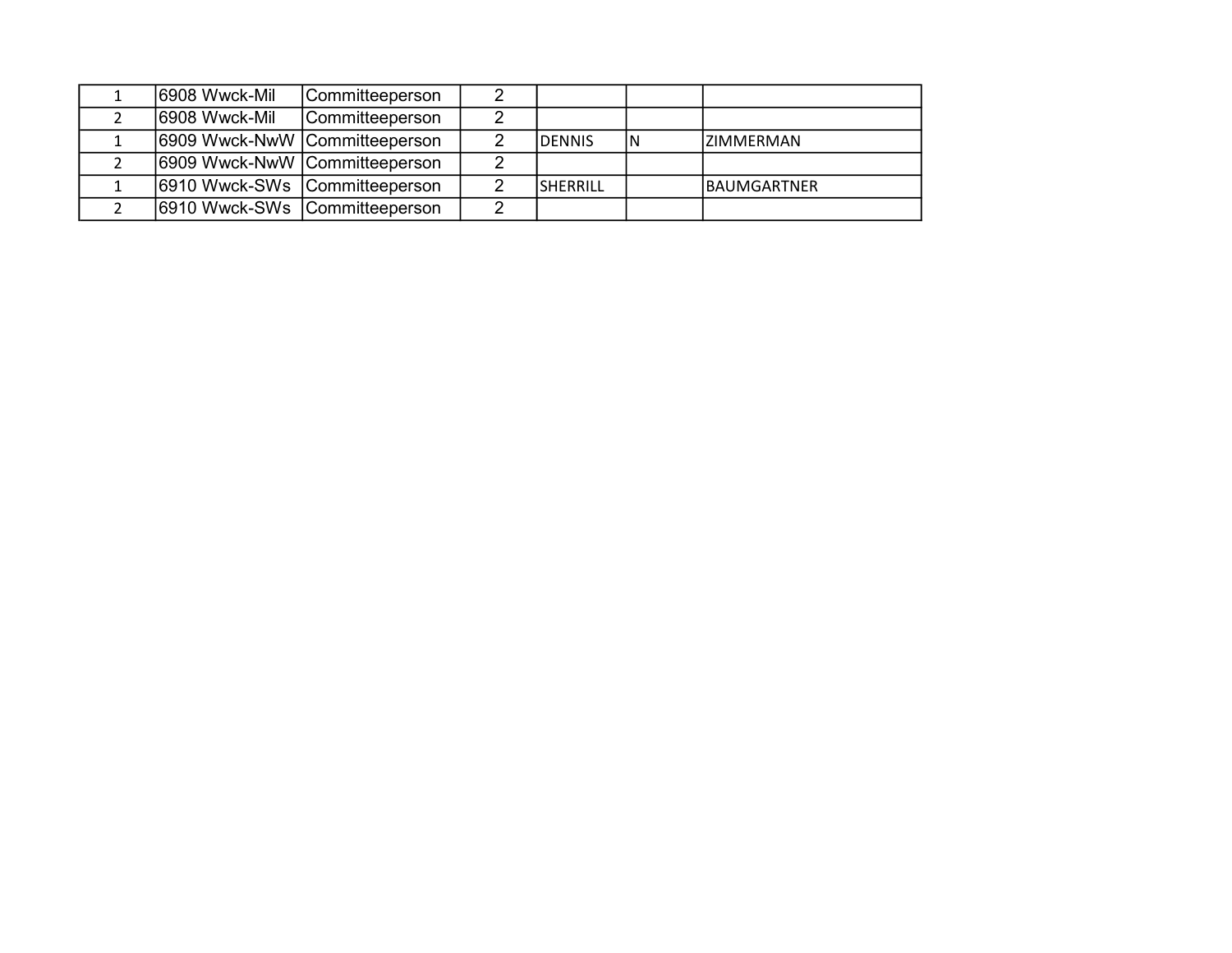| | | | | | | |
|---|---|---|---|---|---|---|
| 1 | 6908 Wwck-Mil | Committeeperson | 2 | | | |
| 2 | 6908 Wwck-Mil | Committeeperson | 2 | | | |
| 1 | 6909 Wwck-NwW | Committeeperson | 2 | DENNIS | N | ZIMMERMAN |
| 2 | 6909 Wwck-NwW | Committeeperson | 2 | | | |
| 1 | 6910 Wwck-SWs | Committeeperson | 2 | SHERRILL | | BAUMGARTNER |
| 2 | 6910 Wwck-SWs | Committeeperson | 2 | | | |